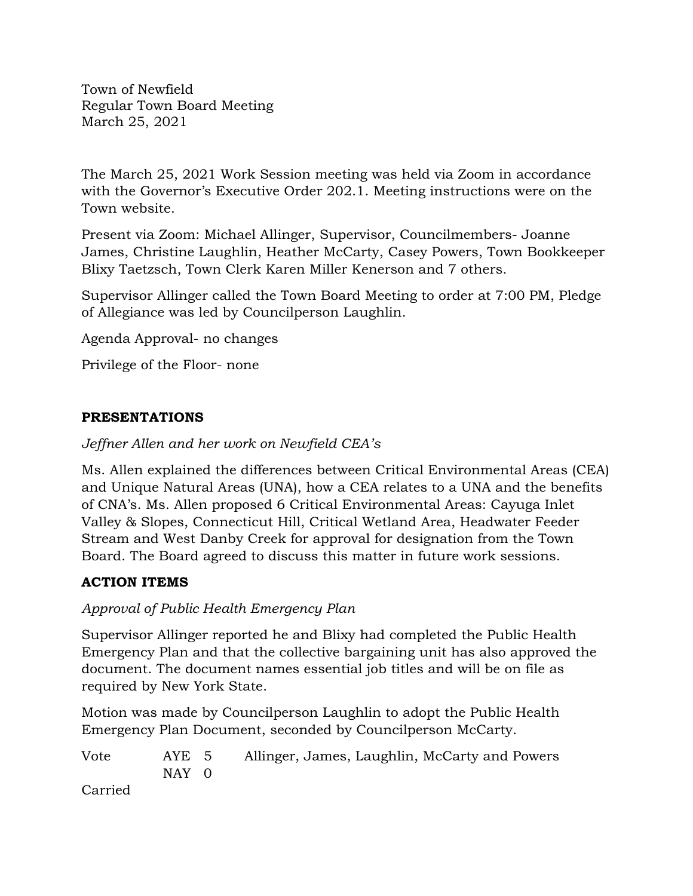Town of Newfield
Regular Town Board Meeting
March 25, 2021

The March 25, 2021 Work Session meeting was held via Zoom in accordance with the Governor's Executive Order 202.1. Meeting instructions were on the Town website.

Present via Zoom: Michael Allinger, Supervisor, Councilmembers- Joanne James, Christine Laughlin, Heather McCarty, Casey Powers, Town Bookkeeper Blixy Taetzsch, Town Clerk Karen Miller Kenerson and 7 others.

Supervisor Allinger called the Town Board Meeting to order at 7:00 PM, Pledge of Allegiance was led by Councilperson Laughlin.

Agenda Approval- no changes

Privilege of the Floor- none

## PRESENTATIONS

*Jeffner Allen and her work on Newfield CEA's*

Ms. Allen explained the differences between Critical Environmental Areas (CEA) and Unique Natural Areas (UNA), how a CEA relates to a UNA and the benefits of CNA's. Ms. Allen proposed 6 Critical Environmental Areas: Cayuga Inlet Valley & Slopes, Connecticut Hill, Critical Wetland Area, Headwater Feeder Stream and West Danby Creek for approval for designation from the Town Board. The Board agreed to discuss this matter in future work sessions.

## ACTION ITEMS

*Approval of Public Health Emergency Plan*

Supervisor Allinger reported he and Blixy had completed the Public Health Emergency Plan and that the collective bargaining unit has also approved the document. The document names essential job titles and will be on file as required by New York State.

Motion was made by Councilperson Laughlin to adopt the Public Health Emergency Plan Document, seconded by Councilperson McCarty.

Vote AYE 5 Allinger, James, Laughlin, McCarty and Powers
NAY 0

Carried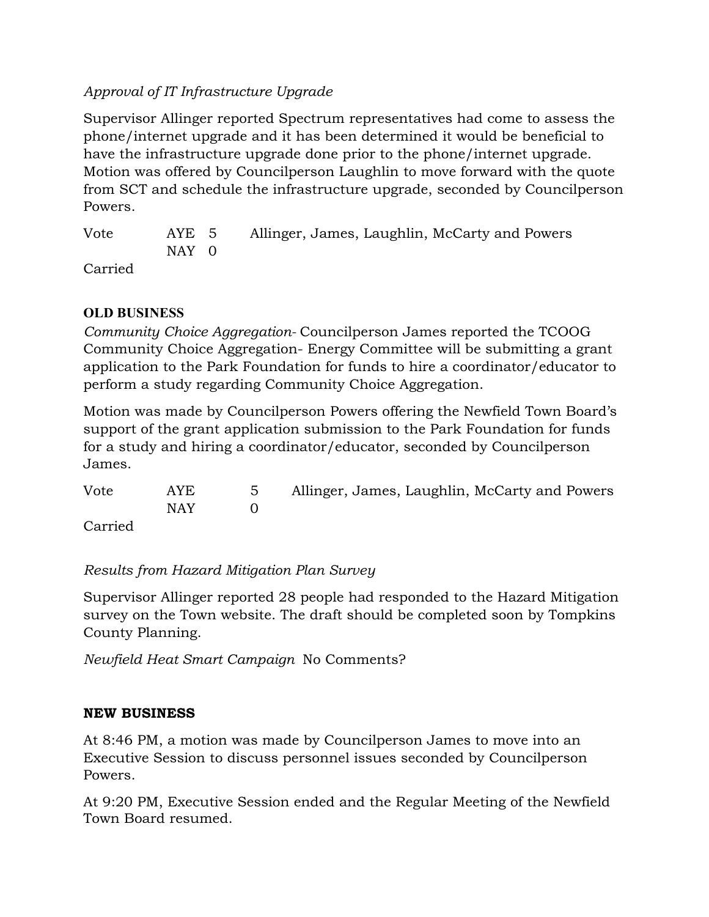*Approval of IT Infrastructure Upgrade*

Supervisor Allinger reported Spectrum representatives had come to assess the phone/internet upgrade and it has been determined it would be beneficial to have the infrastructure upgrade done prior to the phone/internet upgrade. Motion was offered by Councilperson Laughlin to move forward with the quote from SCT and schedule the infrastructure upgrade, seconded by Councilperson Powers.

| Vote | AYE 5 | Allinger, James, Laughlin, McCarty and Powers |
|---|---|---|
| | NAY 0 | |

Carried

**OLD BUSINESS**

*Community Choice Aggregation-* Councilperson James reported the TCOOG Community Choice Aggregation- Energy Committee will be submitting a grant application to the Park Foundation for funds to hire a coordinator/educator to perform a study regarding Community Choice Aggregation.

Motion was made by Councilperson Powers offering the Newfield Town Board's support of the grant application submission to the Park Foundation for funds for a study and hiring a coordinator/educator, seconded by Councilperson James.

| Vote | AYE | 5 | Allinger, James, Laughlin, McCarty and Powers |
|---|---|---|---|
| | NAY | 0 | |

Carried

*Results from Hazard Mitigation Plan Survey*

Supervisor Allinger reported 28 people had responded to the Hazard Mitigation survey on the Town website. The draft should be completed soon by Tompkins County Planning.

*Newfield Heat Smart Campaign* No Comments?

**NEW BUSINESS**

At 8:46 PM, a motion was made by Councilperson James to move into an Executive Session to discuss personnel issues seconded by Councilperson Powers.

At 9:20 PM, Executive Session ended and the Regular Meeting of the Newfield Town Board resumed.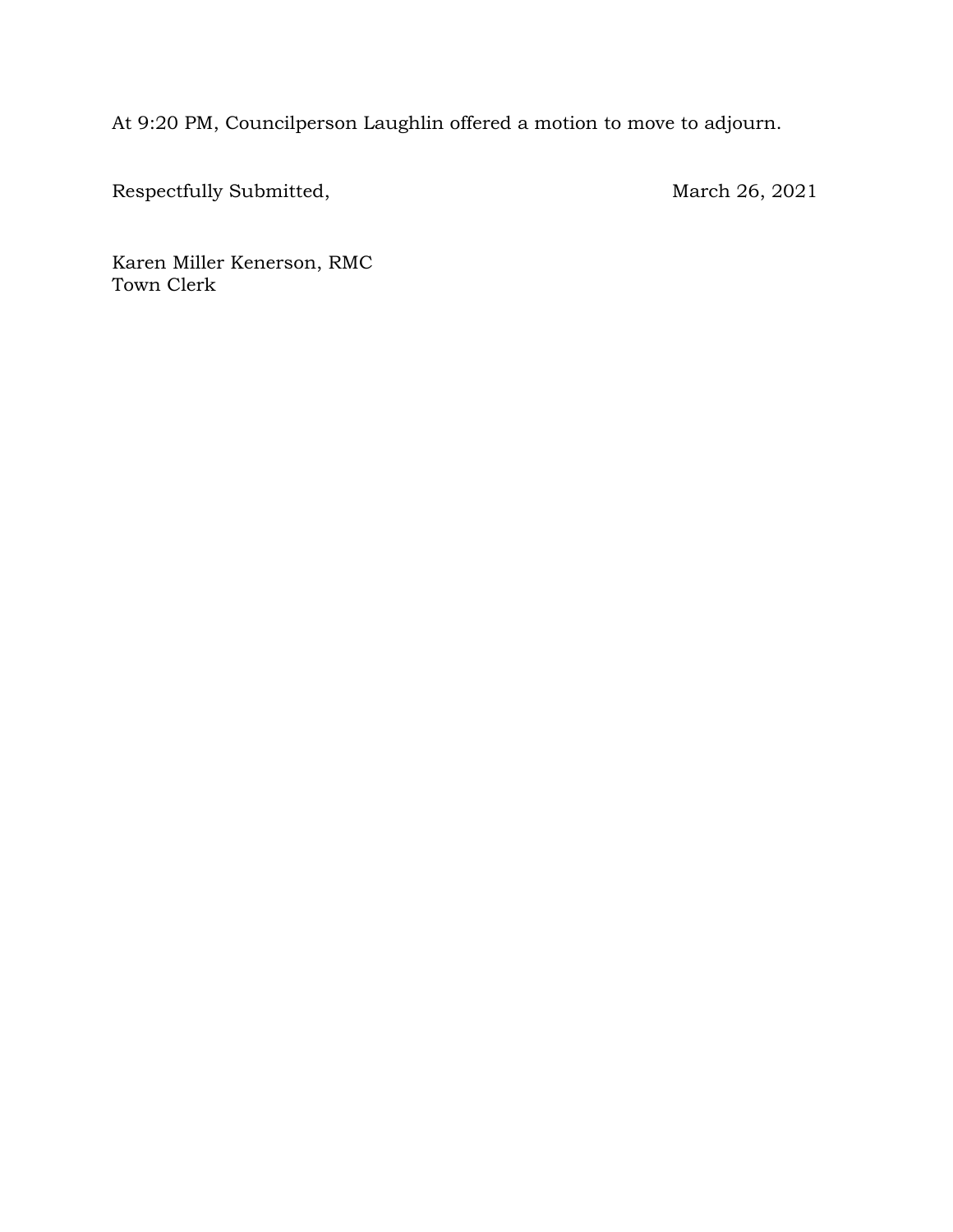At 9:20 PM, Councilperson Laughlin offered a motion to move to adjourn.

Respectfully Submitted, March 26, 2021

Karen Miller Kenerson, RMC
Town Clerk